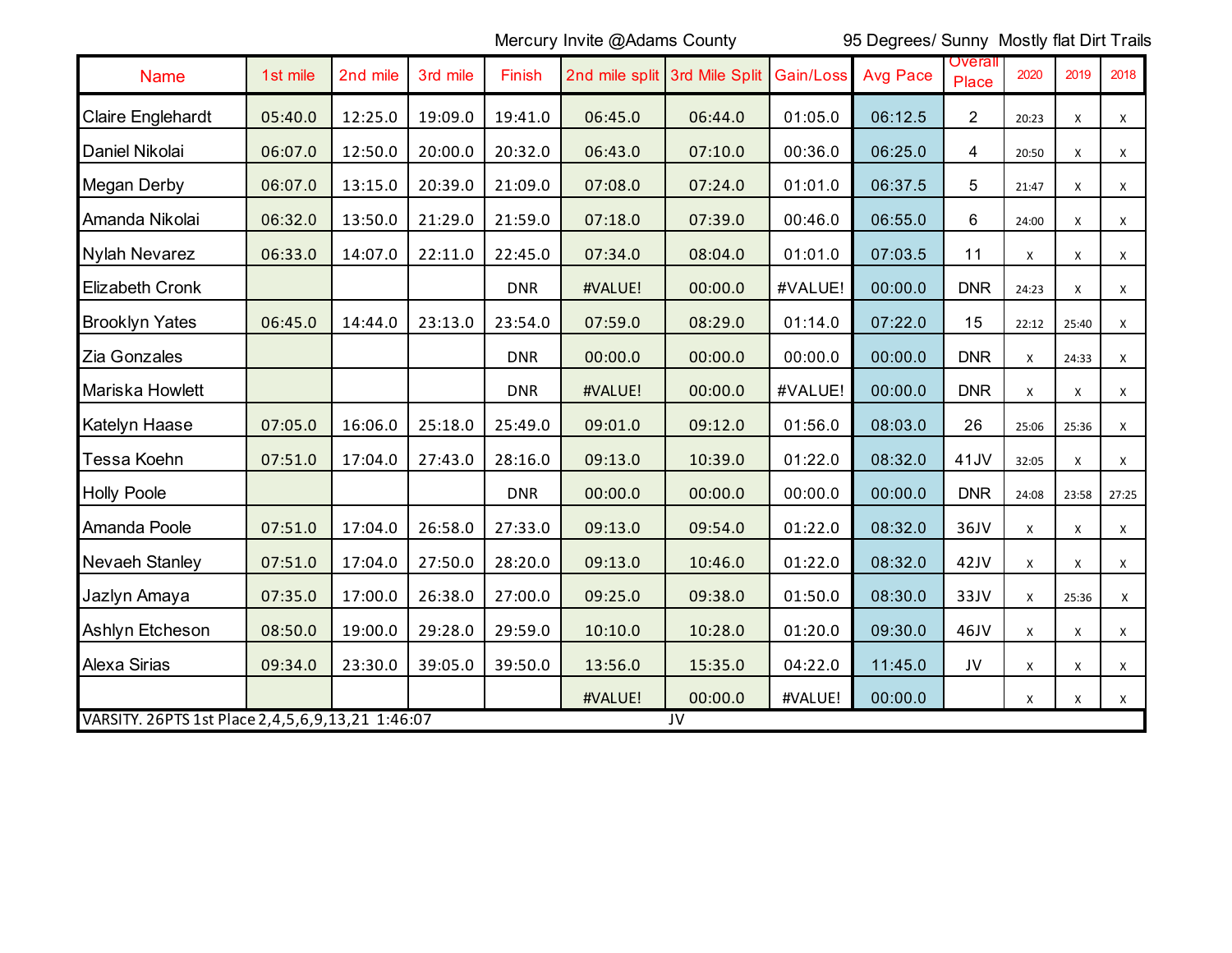Mercury Invite @Adams County 95 Degrees/ Sunny Mostly flat Dirt Trails

| Name | 1st mile | 2nd mile | 3rd mile | Finish | 2nd mile split | 3rd Mile Split | Gain/Loss | Avg Pace | Overall Place | 2020 | 2019 | 2018 |
|---|---|---|---|---|---|---|---|---|---|---|---|---|
| Claire Englehardt | 05:40.0 | 12:25.0 | 19:09.0 | 19:41.0 | 06:45.0 | 06:44.0 | 01:05.0 | 06:12.5 | 2 | 20:23 | x | x |
| Daniel Nikolai | 06:07.0 | 12:50.0 | 20:00.0 | 20:32.0 | 06:43.0 | 07:10.0 | 00:36.0 | 06:25.0 | 4 | 20:50 | x | x |
| Megan Derby | 06:07.0 | 13:15.0 | 20:39.0 | 21:09.0 | 07:08.0 | 07:24.0 | 01:01.0 | 06:37.5 | 5 | 21:47 | x | x |
| Amanda Nikolai | 06:32.0 | 13:50.0 | 21:29.0 | 21:59.0 | 07:18.0 | 07:39.0 | 00:46.0 | 06:55.0 | 6 | 24:00 | x | x |
| Nylah Nevarez | 06:33.0 | 14:07.0 | 22:11.0 | 22:45.0 | 07:34.0 | 08:04.0 | 01:01.0 | 07:03.5 | 11 | x | x | x |
| Elizabeth Cronk | | | | DNR | #VALUE! | 00:00.0 | #VALUE! | 00:00.0 | DNR | 24:23 | x | x |
| Brooklyn Yates | 06:45.0 | 14:44.0 | 23:13.0 | 23:54.0 | 07:59.0 | 08:29.0 | 01:14.0 | 07:22.0 | 15 | 22:12 | 25:40 | x |
| Zia Gonzales | | | | DNR | 00:00.0 | 00:00.0 | 00:00.0 | 00:00.0 | DNR | x | 24:33 | x |
| Mariska Howlett | | | | DNR | #VALUE! | 00:00.0 | #VALUE! | 00:00.0 | DNR | x | x | x |
| Katelyn Haase | 07:05.0 | 16:06.0 | 25:18.0 | 25:49.0 | 09:01.0 | 09:12.0 | 01:56.0 | 08:03.0 | 26 | 25:06 | 25:36 | x |
| Tessa Koehn | 07:51.0 | 17:04.0 | 27:43.0 | 28:16.0 | 09:13.0 | 10:39.0 | 01:22.0 | 08:32.0 | 41JV | 32:05 | x | x |
| Holly Poole | | | | DNR | 00:00.0 | 00:00.0 | 00:00.0 | 00:00.0 | DNR | 24:08 | 23:58 | 27:25 |
| Amanda Poole | 07:51.0 | 17:04.0 | 26:58.0 | 27:33.0 | 09:13.0 | 09:54.0 | 01:22.0 | 08:32.0 | 36JV | x | x | x |
| Nevaeh Stanley | 07:51.0 | 17:04.0 | 27:50.0 | 28:20.0 | 09:13.0 | 10:46.0 | 01:22.0 | 08:32.0 | 42JV | x | x | x |
| Jazlyn Amaya | 07:35.0 | 17:00.0 | 26:38.0 | 27:00.0 | 09:25.0 | 09:38.0 | 01:50.0 | 08:30.0 | 33JV | x | 25:36 | x |
| Ashlyn Etcheson | 08:50.0 | 19:00.0 | 29:28.0 | 29:59.0 | 10:10.0 | 10:28.0 | 01:20.0 | 09:30.0 | 46JV | x | x | x |
| Alexa Sirias | 09:34.0 | 23:30.0 | 39:05.0 | 39:50.0 | 13:56.0 | 15:35.0 | 04:22.0 | 11:45.0 | JV | x | x | x |
| | | | | | #VALUE! | 00:00.0 | #VALUE! | 00:00.0 | | x | x | x |

VARSITY. 26PTS 1st Place 2,4,5,6,9,13,21 1:46:07 JV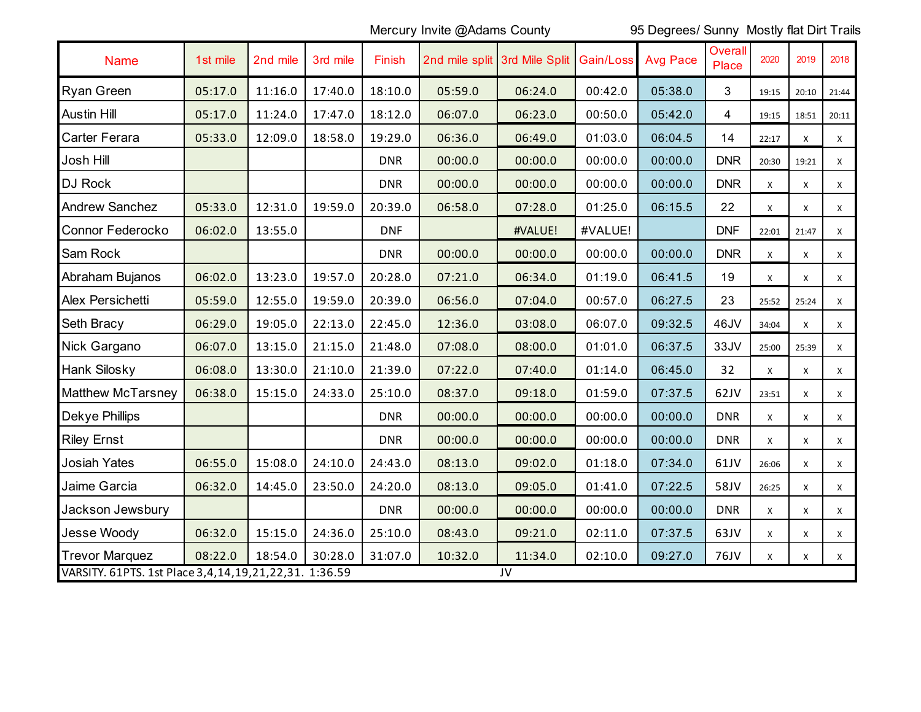Mercury Invite @Adams County 95 Degrees/ Sunny Mostly flat Dirt Trails

| Name | 1st mile | 2nd mile | 3rd mile | Finish | 2nd mile split | 3rd Mile Split | Gain/Loss | Avg Pace | Overall Place | 2020 | 2019 | 2018 |
|---|---|---|---|---|---|---|---|---|---|---|---|---|
| Ryan Green | 05:17.0 | 11:16.0 | 17:40.0 | 18:10.0 | 05:59.0 | 06:24.0 | 00:42.0 | 05:38.0 | 3 | 19:15 | 20:10 | 21:44 |
| Austin Hill | 05:17.0 | 11:24.0 | 17:47.0 | 18:12.0 | 06:07.0 | 06:23.0 | 00:50.0 | 05:42.0 | 4 | 19:15 | 18:51 | 20:11 |
| Carter Ferara | 05:33.0 | 12:09.0 | 18:58.0 | 19:29.0 | 06:36.0 | 06:49.0 | 01:03.0 | 06:04.5 | 14 | 22:17 | x | x |
| Josh Hill | | | | DNR | 00:00.0 | 00:00.0 | 00:00.0 | 00:00.0 | DNR | 20:30 | 19:21 | x |
| DJ Rock | | | | DNR | 00:00.0 | 00:00.0 | 00:00.0 | 00:00.0 | DNR | x | x | x |
| Andrew Sanchez | 05:33.0 | 12:31.0 | 19:59.0 | 20:39.0 | 06:58.0 | 07:28.0 | 01:25.0 | 06:15.5 | 22 | x | x | x |
| Connor Federocko | 06:02.0 | 13:55.0 | | DNF | | #VALUE! | #VALUE! | | DNF | 22:01 | 21:47 | x |
| Sam Rock | | | | DNR | 00:00.0 | 00:00.0 | 00:00.0 | 00:00.0 | DNR | x | x | x |
| Abraham Bujanos | 06:02.0 | 13:23.0 | 19:57.0 | 20:28.0 | 07:21.0 | 06:34.0 | 01:19.0 | 06:41.5 | 19 | x | x | x |
| Alex Persichetti | 05:59.0 | 12:55.0 | 19:59.0 | 20:39.0 | 06:56.0 | 07:04.0 | 00:57.0 | 06:27.5 | 23 | 25:52 | 25:24 | x |
| Seth Bracy | 06:29.0 | 19:05.0 | 22:13.0 | 22:45.0 | 12:36.0 | 03:08.0 | 06:07.0 | 09:32.5 | 46JV | 34:04 | x | x |
| Nick Gargano | 06:07.0 | 13:15.0 | 21:15.0 | 21:48.0 | 07:08.0 | 08:00.0 | 01:01.0 | 06:37.5 | 33JV | 25:00 | 25:39 | x |
| Hank Silosky | 06:08.0 | 13:30.0 | 21:10.0 | 21:39.0 | 07:22.0 | 07:40.0 | 01:14.0 | 06:45.0 | 32 | x | x | x |
| Matthew McTarsney | 06:38.0 | 15:15.0 | 24:33.0 | 25:10.0 | 08:37.0 | 09:18.0 | 01:59.0 | 07:37.5 | 62JV | 23:51 | x | x |
| Dekye Phillips | | | | DNR | 00:00.0 | 00:00.0 | 00:00.0 | 00:00.0 | DNR | x | x | x |
| Riley Ernst | | | | DNR | 00:00.0 | 00:00.0 | 00:00.0 | 00:00.0 | DNR | x | x | x |
| Josiah Yates | 06:55.0 | 15:08.0 | 24:10.0 | 24:43.0 | 08:13.0 | 09:02.0 | 01:18.0 | 07:34.0 | 61JV | 26:06 | x | x |
| Jaime Garcia | 06:32.0 | 14:45.0 | 23:50.0 | 24:20.0 | 08:13.0 | 09:05.0 | 01:41.0 | 07:22.5 | 58JV | 26:25 | x | x |
| Jackson Jewsbury | | | | DNR | 00:00.0 | 00:00.0 | 00:00.0 | 00:00.0 | DNR | x | x | x |
| Jesse Woody | 06:32.0 | 15:15.0 | 24:36.0 | 25:10.0 | 08:43.0 | 09:21.0 | 02:11.0 | 07:37.5 | 63JV | x | x | x |
| Trevor Marquez | 08:22.0 | 18:54.0 | 30:28.0 | 31:07.0 | 10:32.0 | 11:34.0 | 02:10.0 | 09:27.0 | 76JV | x | x | x |

VARSITY. 61PTS. 1st Place 3,4,14,19,21,22,31. 1:36.59 JV